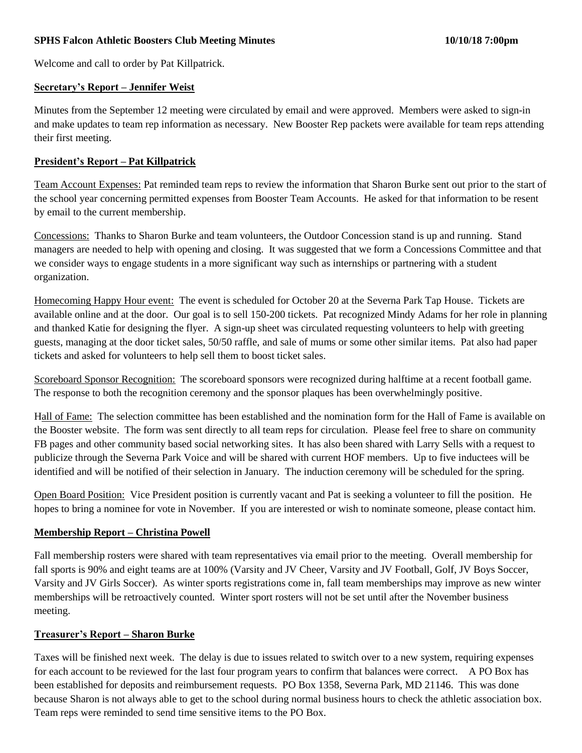**SPHS Falcon Athletic Boosters Club Meeting Minutes 10/10/18 7:00pm**

Welcome and call to order by Pat Killpatrick.

## Secretary's Report – Jennifer Weist

Minutes from the September 12 meeting were circulated by email and were approved. Members were asked to sign-in and make updates to team rep information as necessary. New Booster Rep packets were available for team reps attending their first meeting.

## President's Report – Pat Killpatrick

Team Account Expenses: Pat reminded team reps to review the information that Sharon Burke sent out prior to the start of the school year concerning permitted expenses from Booster Team Accounts. He asked for that information to be resent by email to the current membership.

Concessions: Thanks to Sharon Burke and team volunteers, the Outdoor Concession stand is up and running. Stand managers are needed to help with opening and closing. It was suggested that we form a Concessions Committee and that we consider ways to engage students in a more significant way such as internships or partnering with a student organization.

Homecoming Happy Hour event: The event is scheduled for October 20 at the Severna Park Tap House. Tickets are available online and at the door. Our goal is to sell 150-200 tickets. Pat recognized Mindy Adams for her role in planning and thanked Katie for designing the flyer. A sign-up sheet was circulated requesting volunteers to help with greeting guests, managing at the door ticket sales, 50/50 raffle, and sale of mums or some other similar items. Pat also had paper tickets and asked for volunteers to help sell them to boost ticket sales.

Scoreboard Sponsor Recognition: The scoreboard sponsors were recognized during halftime at a recent football game. The response to both the recognition ceremony and the sponsor plaques has been overwhelmingly positive.

Hall of Fame: The selection committee has been established and the nomination form for the Hall of Fame is available on the Booster website. The form was sent directly to all team reps for circulation. Please feel free to share on community FB pages and other community based social networking sites. It has also been shared with Larry Sells with a request to publicize through the Severna Park Voice and will be shared with current HOF members. Up to five inductees will be identified and will be notified of their selection in January. The induction ceremony will be scheduled for the spring.

Open Board Position: Vice President position is currently vacant and Pat is seeking a volunteer to fill the position. He hopes to bring a nominee for vote in November. If you are interested or wish to nominate someone, please contact him.

## Membership Report – Christina Powell

Fall membership rosters were shared with team representatives via email prior to the meeting. Overall membership for fall sports is 90% and eight teams are at 100% (Varsity and JV Cheer, Varsity and JV Football, Golf, JV Boys Soccer, Varsity and JV Girls Soccer). As winter sports registrations come in, fall team memberships may improve as new winter memberships will be retroactively counted. Winter sport rosters will not be set until after the November business meeting.

## Treasurer's Report – Sharon Burke

Taxes will be finished next week. The delay is due to issues related to switch over to a new system, requiring expenses for each account to be reviewed for the last four program years to confirm that balances were correct. A PO Box has been established for deposits and reimbursement requests. PO Box 1358, Severna Park, MD 21146. This was done because Sharon is not always able to get to the school during normal business hours to check the athletic association box. Team reps were reminded to send time sensitive items to the PO Box.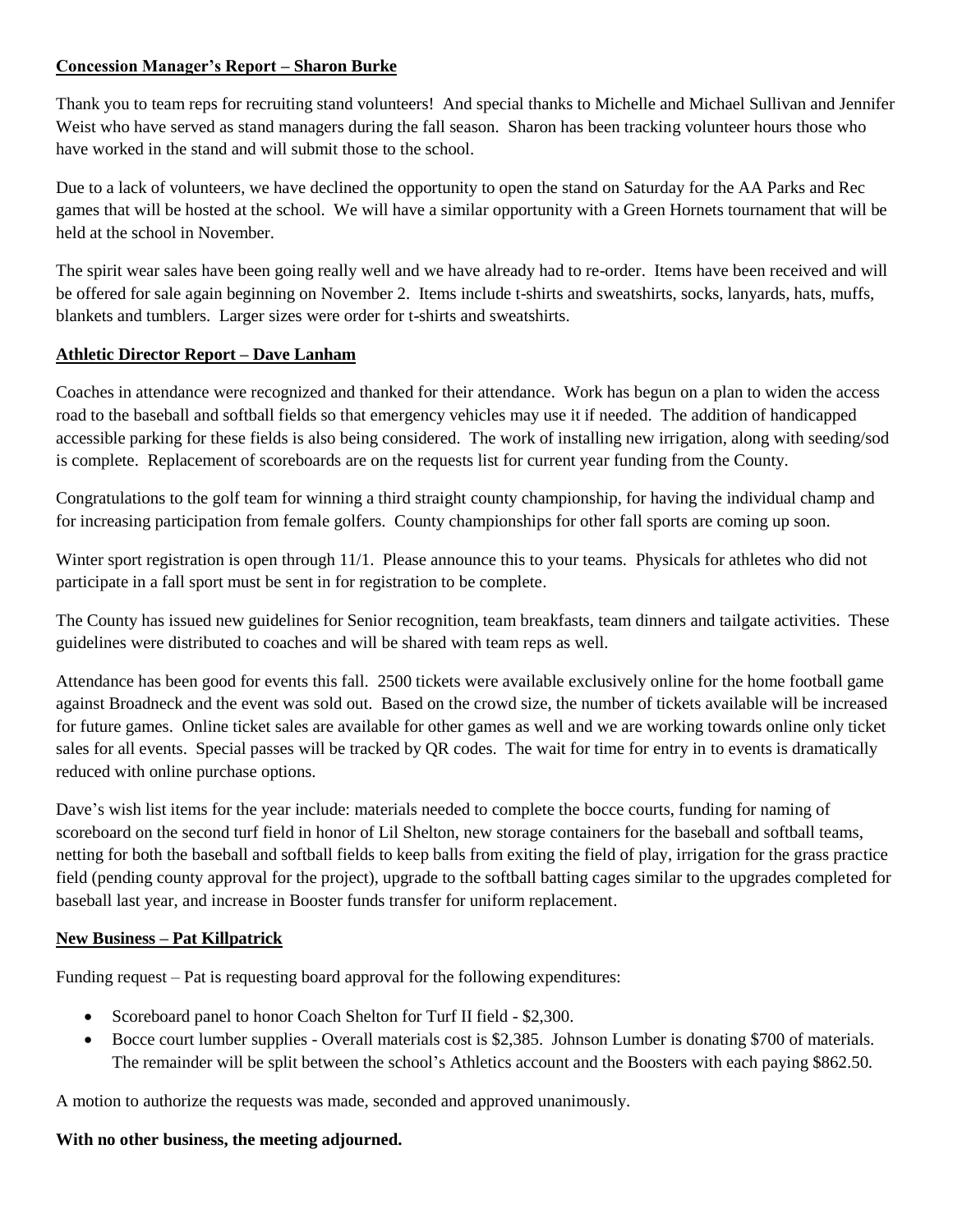## Concession Manager's Report – Sharon Burke

Thank you to team reps for recruiting stand volunteers! And special thanks to Michelle and Michael Sullivan and Jennifer Weist who have served as stand managers during the fall season. Sharon has been tracking volunteer hours those who have worked in the stand and will submit those to the school.

Due to a lack of volunteers, we have declined the opportunity to open the stand on Saturday for the AA Parks and Rec games that will be hosted at the school. We will have a similar opportunity with a Green Hornets tournament that will be held at the school in November.

The spirit wear sales have been going really well and we have already had to re-order. Items have been received and will be offered for sale again beginning on November 2. Items include t-shirts and sweatshirts, socks, lanyards, hats, muffs, blankets and tumblers. Larger sizes were order for t-shirts and sweatshirts.

## Athletic Director Report – Dave Lanham

Coaches in attendance were recognized and thanked for their attendance. Work has begun on a plan to widen the access road to the baseball and softball fields so that emergency vehicles may use it if needed. The addition of handicapped accessible parking for these fields is also being considered. The work of installing new irrigation, along with seeding/sod is complete. Replacement of scoreboards are on the requests list for current year funding from the County.

Congratulations to the golf team for winning a third straight county championship, for having the individual champ and for increasing participation from female golfers. County championships for other fall sports are coming up soon.

Winter sport registration is open through 11/1. Please announce this to your teams. Physicals for athletes who did not participate in a fall sport must be sent in for registration to be complete.

The County has issued new guidelines for Senior recognition, team breakfasts, team dinners and tailgate activities. These guidelines were distributed to coaches and will be shared with team reps as well.

Attendance has been good for events this fall. 2500 tickets were available exclusively online for the home football game against Broadneck and the event was sold out. Based on the crowd size, the number of tickets available will be increased for future games. Online ticket sales are available for other games as well and we are working towards online only ticket sales for all events. Special passes will be tracked by QR codes. The wait for time for entry in to events is dramatically reduced with online purchase options.

Dave's wish list items for the year include: materials needed to complete the bocce courts, funding for naming of scoreboard on the second turf field in honor of Lil Shelton, new storage containers for the baseball and softball teams, netting for both the baseball and softball fields to keep balls from exiting the field of play, irrigation for the grass practice field (pending county approval for the project), upgrade to the softball batting cages similar to the upgrades completed for baseball last year, and increase in Booster funds transfer for uniform replacement.

## New Business – Pat Killpatrick

Funding request – Pat is requesting board approval for the following expenditures:

- Scoreboard panel to honor Coach Shelton for Turf II field - $2,300.
- Bocce court lumber supplies - Overall materials cost is $2,385. Johnson Lumber is donating $700 of materials. The remainder will be split between the school's Athletics account and the Boosters with each paying $862.50.

A motion to authorize the requests was made, seconded and approved unanimously.

**With no other business, the meeting adjourned.**